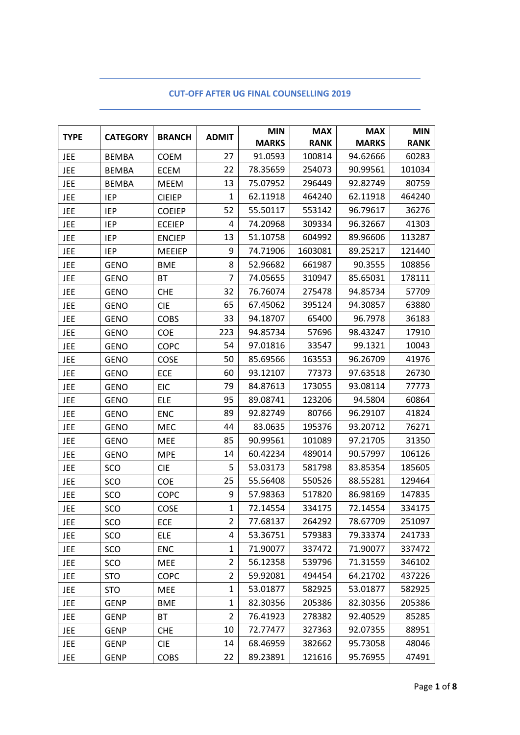## CUT-OFF AFTER UG FINAL COUNSELLING 2019

| TYPE | CATEGORY | BRANCH | ADMIT | MIN MARKS | MAX RANK | MAX MARKS | MIN RANK |
|---|---|---|---|---|---|---|---|
| JEE | BEMBA | COEM | 27 | 91.0593 | 100814 | 94.62666 | 60283 |
| JEE | BEMBA | ECEM | 22 | 78.35659 | 254073 | 90.99561 | 101034 |
| JEE | BEMBA | MEEM | 13 | 75.07952 | 296449 | 92.82749 | 80759 |
| JEE | IEP | CIEIEP | 1 | 62.11918 | 464240 | 62.11918 | 464240 |
| JEE | IEP | COEIEP | 52 | 55.50117 | 553142 | 96.79617 | 36276 |
| JEE | IEP | ECEIEP | 4 | 74.20968 | 309334 | 96.32667 | 41303 |
| JEE | IEP | ENCIEP | 13 | 51.10758 | 604992 | 89.96606 | 113287 |
| JEE | IEP | MEEIEP | 9 | 74.71906 | 1603081 | 89.25217 | 121440 |
| JEE | GENO | BME | 8 | 52.96682 | 661987 | 90.3555 | 108856 |
| JEE | GENO | BT | 7 | 74.05655 | 310947 | 85.65031 | 178111 |
| JEE | GENO | CHE | 32 | 76.76074 | 275478 | 94.85734 | 57709 |
| JEE | GENO | CIE | 65 | 67.45062 | 395124 | 94.30857 | 63880 |
| JEE | GENO | COBS | 33 | 94.18707 | 65400 | 96.7978 | 36183 |
| JEE | GENO | COE | 223 | 94.85734 | 57696 | 98.43247 | 17910 |
| JEE | GENO | COPC | 54 | 97.01816 | 33547 | 99.1321 | 10043 |
| JEE | GENO | COSE | 50 | 85.69566 | 163553 | 96.26709 | 41976 |
| JEE | GENO | ECE | 60 | 93.12107 | 77373 | 97.63518 | 26730 |
| JEE | GENO | EIC | 79 | 84.87613 | 173055 | 93.08114 | 77773 |
| JEE | GENO | ELE | 95 | 89.08741 | 123206 | 94.5804 | 60864 |
| JEE | GENO | ENC | 89 | 92.82749 | 80766 | 96.29107 | 41824 |
| JEE | GENO | MEC | 44 | 83.0635 | 195376 | 93.20712 | 76271 |
| JEE | GENO | MEE | 85 | 90.99561 | 101089 | 97.21705 | 31350 |
| JEE | GENO | MPE | 14 | 60.42234 | 489014 | 90.57997 | 106126 |
| JEE | SCO | CIE | 5 | 53.03173 | 581798 | 83.85354 | 185605 |
| JEE | SCO | COE | 25 | 55.56408 | 550526 | 88.55281 | 129464 |
| JEE | SCO | COPC | 9 | 57.98363 | 517820 | 86.98169 | 147835 |
| JEE | SCO | COSE | 1 | 72.14554 | 334175 | 72.14554 | 334175 |
| JEE | SCO | ECE | 2 | 77.68137 | 264292 | 78.67709 | 251097 |
| JEE | SCO | ELE | 4 | 53.36751 | 579383 | 79.33374 | 241733 |
| JEE | SCO | ENC | 1 | 71.90077 | 337472 | 71.90077 | 337472 |
| JEE | SCO | MEE | 2 | 56.12358 | 539796 | 71.31559 | 346102 |
| JEE | STO | COPC | 2 | 59.92081 | 494454 | 64.21702 | 437226 |
| JEE | STO | MEE | 1 | 53.01877 | 582925 | 53.01877 | 582925 |
| JEE | GENP | BME | 1 | 82.30356 | 205386 | 82.30356 | 205386 |
| JEE | GENP | BT | 2 | 76.41923 | 278382 | 92.40529 | 85285 |
| JEE | GENP | CHE | 10 | 72.77477 | 327363 | 92.07355 | 88951 |
| JEE | GENP | CIE | 14 | 68.46959 | 382662 | 95.73058 | 48046 |
| JEE | GENP | COBS | 22 | 89.23891 | 121616 | 95.76955 | 47491 |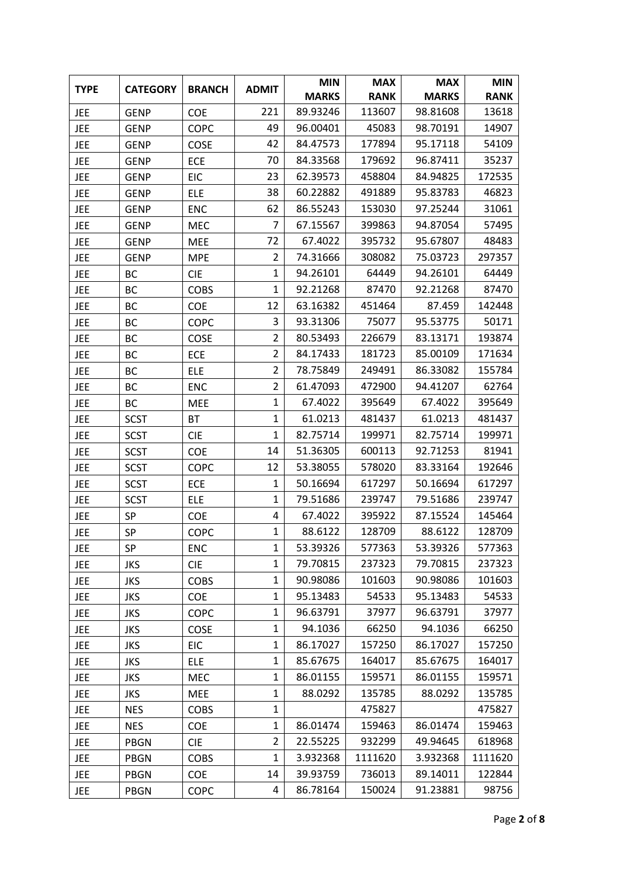| TYPE | CATEGORY | BRANCH | ADMIT | MIN MARKS | MAX RANK | MAX MARKS | MIN RANK |
|---|---|---|---|---|---|---|---|
| JEE | GENP | COE | 221 | 89.93246 | 113607 | 98.81608 | 13618 |
| JEE | GENP | COPC | 49 | 96.00401 | 45083 | 98.70191 | 14907 |
| JEE | GENP | COSE | 42 | 84.47573 | 177894 | 95.17118 | 54109 |
| JEE | GENP | ECE | 70 | 84.33568 | 179692 | 96.87411 | 35237 |
| JEE | GENP | EIC | 23 | 62.39573 | 458804 | 84.94825 | 172535 |
| JEE | GENP | ELE | 38 | 60.22882 | 491889 | 95.83783 | 46823 |
| JEE | GENP | ENC | 62 | 86.55243 | 153030 | 97.25244 | 31061 |
| JEE | GENP | MEC | 7 | 67.15567 | 399863 | 94.87054 | 57495 |
| JEE | GENP | MEE | 72 | 67.4022 | 395732 | 95.67807 | 48483 |
| JEE | GENP | MPE | 2 | 74.31666 | 308082 | 75.03723 | 297357 |
| JEE | BC | CIE | 1 | 94.26101 | 64449 | 94.26101 | 64449 |
| JEE | BC | COBS | 1 | 92.21268 | 87470 | 92.21268 | 87470 |
| JEE | BC | COE | 12 | 63.16382 | 451464 | 87.459 | 142448 |
| JEE | BC | COPC | 3 | 93.31306 | 75077 | 95.53775 | 50171 |
| JEE | BC | COSE | 2 | 80.53493 | 226679 | 83.13171 | 193874 |
| JEE | BC | ECE | 2 | 84.17433 | 181723 | 85.00109 | 171634 |
| JEE | BC | ELE | 2 | 78.75849 | 249491 | 86.33082 | 155784 |
| JEE | BC | ENC | 2 | 61.47093 | 472900 | 94.41207 | 62764 |
| JEE | BC | MEE | 1 | 67.4022 | 395649 | 67.4022 | 395649 |
| JEE | SCST | BT | 1 | 61.0213 | 481437 | 61.0213 | 481437 |
| JEE | SCST | CIE | 1 | 82.75714 | 199971 | 82.75714 | 199971 |
| JEE | SCST | COE | 14 | 51.36305 | 600113 | 92.71253 | 81941 |
| JEE | SCST | COPC | 12 | 53.38055 | 578020 | 83.33164 | 192646 |
| JEE | SCST | ECE | 1 | 50.16694 | 617297 | 50.16694 | 617297 |
| JEE | SCST | ELE | 1 | 79.51686 | 239747 | 79.51686 | 239747 |
| JEE | SP | COE | 4 | 67.4022 | 395922 | 87.15524 | 145464 |
| JEE | SP | COPC | 1 | 88.6122 | 128709 | 88.6122 | 128709 |
| JEE | SP | ENC | 1 | 53.39326 | 577363 | 53.39326 | 577363 |
| JEE | JKS | CIE | 1 | 79.70815 | 237323 | 79.70815 | 237323 |
| JEE | JKS | COBS | 1 | 90.98086 | 101603 | 90.98086 | 101603 |
| JEE | JKS | COE | 1 | 95.13483 | 54533 | 95.13483 | 54533 |
| JEE | JKS | COPC | 1 | 96.63791 | 37977 | 96.63791 | 37977 |
| JEE | JKS | COSE | 1 | 94.1036 | 66250 | 94.1036 | 66250 |
| JEE | JKS | EIC | 1 | 86.17027 | 157250 | 86.17027 | 157250 |
| JEE | JKS | ELE | 1 | 85.67675 | 164017 | 85.67675 | 164017 |
| JEE | JKS | MEC | 1 | 86.01155 | 159571 | 86.01155 | 159571 |
| JEE | JKS | MEE | 1 | 88.0292 | 135785 | 88.0292 | 135785 |
| JEE | NES | COBS | 1 |  | 475827 |  | 475827 |
| JEE | NES | COE | 1 | 86.01474 | 159463 | 86.01474 | 159463 |
| JEE | PBGN | CIE | 2 | 22.55225 | 932299 | 49.94645 | 618968 |
| JEE | PBGN | COBS | 1 | 3.932368 | 1111620 | 3.932368 | 1111620 |
| JEE | PBGN | COE | 14 | 39.93759 | 736013 | 89.14011 | 122844 |
| JEE | PBGN | COPC | 4 | 86.78164 | 150024 | 91.23881 | 98756 |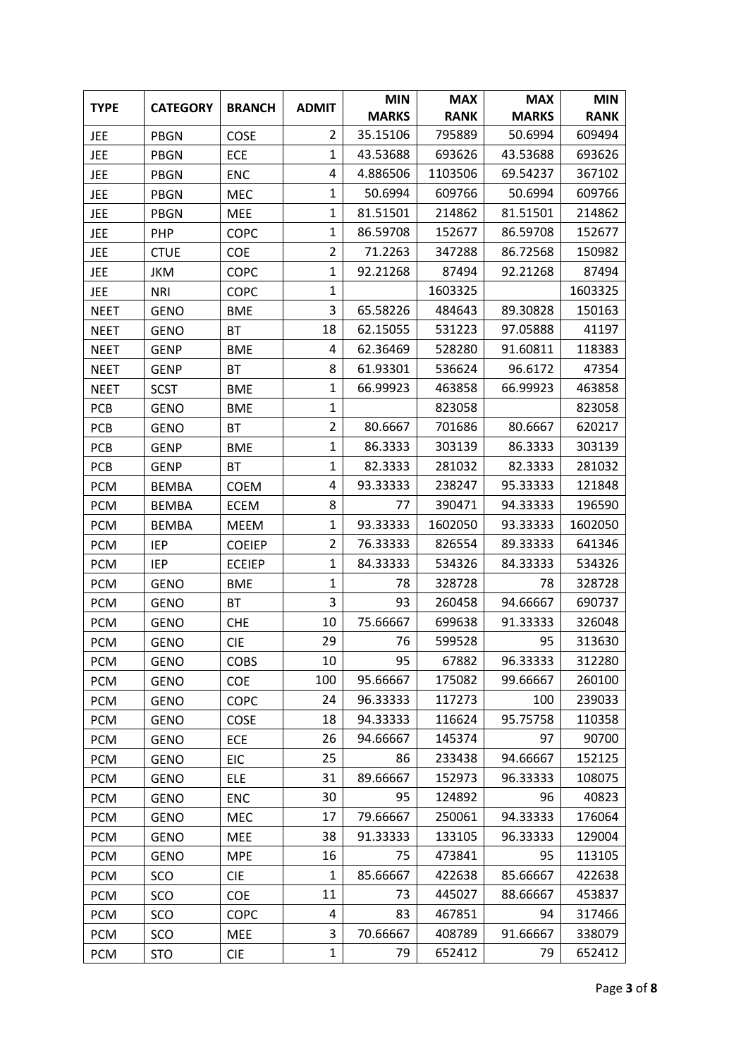| TYPE | CATEGORY | BRANCH | ADMIT | MIN MARKS | MAX RANK | MAX MARKS | MIN RANK |
|---|---|---|---|---|---|---|---|
| JEE | PBGN | COSE | 2 | 35.15106 | 795889 | 50.6994 | 609494 |
| JEE | PBGN | ECE | 1 | 43.53688 | 693626 | 43.53688 | 693626 |
| JEE | PBGN | ENC | 4 | 4.886506 | 1103506 | 69.54237 | 367102 |
| JEE | PBGN | MEC | 1 | 50.6994 | 609766 | 50.6994 | 609766 |
| JEE | PBGN | MEE | 1 | 81.51501 | 214862 | 81.51501 | 214862 |
| JEE | PHP | COPC | 1 | 86.59708 | 152677 | 86.59708 | 152677 |
| JEE | CTUE | COE | 2 | 71.2263 | 347288 | 86.72568 | 150982 |
| JEE | JKM | COPC | 1 | 92.21268 | 87494 | 92.21268 | 87494 |
| JEE | NRI | COPC | 1 | | 1603325 | | 1603325 |
| NEET | GENO | BME | 3 | 65.58226 | 484643 | 89.30828 | 150163 |
| NEET | GENO | BT | 18 | 62.15055 | 531223 | 97.05888 | 41197 |
| NEET | GENP | BME | 4 | 62.36469 | 528280 | 91.60811 | 118383 |
| NEET | GENP | BT | 8 | 61.93301 | 536624 | 96.6172 | 47354 |
| NEET | SCST | BME | 1 | 66.99923 | 463858 | 66.99923 | 463858 |
| PCB | GENO | BME | 1 | | 823058 | | 823058 |
| PCB | GENO | BT | 2 | 80.6667 | 701686 | 80.6667 | 620217 |
| PCB | GENP | BME | 1 | 86.3333 | 303139 | 86.3333 | 303139 |
| PCB | GENP | BT | 1 | 82.3333 | 281032 | 82.3333 | 281032 |
| PCM | BEMBA | COEM | 4 | 93.33333 | 238247 | 95.33333 | 121848 |
| PCM | BEMBA | ECEM | 8 | 77 | 390471 | 94.33333 | 196590 |
| PCM | BEMBA | MEEM | 1 | 93.33333 | 1602050 | 93.33333 | 1602050 |
| PCM | IEP | COEIEP | 2 | 76.33333 | 826554 | 89.33333 | 641346 |
| PCM | IEP | ECEIEP | 1 | 84.33333 | 534326 | 84.33333 | 534326 |
| PCM | GENO | BME | 1 | 78 | 328728 | 78 | 328728 |
| PCM | GENO | BT | 3 | 93 | 260458 | 94.66667 | 690737 |
| PCM | GENO | CHE | 10 | 75.66667 | 699638 | 91.33333 | 326048 |
| PCM | GENO | CIE | 29 | 76 | 599528 | 95 | 313630 |
| PCM | GENO | COBS | 10 | 95 | 67882 | 96.33333 | 312280 |
| PCM | GENO | COE | 100 | 95.66667 | 175082 | 99.66667 | 260100 |
| PCM | GENO | COPC | 24 | 96.33333 | 117273 | 100 | 239033 |
| PCM | GENO | COSE | 18 | 94.33333 | 116624 | 95.75758 | 110358 |
| PCM | GENO | ECE | 26 | 94.66667 | 145374 | 97 | 90700 |
| PCM | GENO | EIC | 25 | 86 | 233438 | 94.66667 | 152125 |
| PCM | GENO | ELE | 31 | 89.66667 | 152973 | 96.33333 | 108075 |
| PCM | GENO | ENC | 30 | 95 | 124892 | 96 | 40823 |
| PCM | GENO | MEC | 17 | 79.66667 | 250061 | 94.33333 | 176064 |
| PCM | GENO | MEE | 38 | 91.33333 | 133105 | 96.33333 | 129004 |
| PCM | GENO | MPE | 16 | 75 | 473841 | 95 | 113105 |
| PCM | SCO | CIE | 1 | 85.66667 | 422638 | 85.66667 | 422638 |
| PCM | SCO | COE | 11 | 73 | 445027 | 88.66667 | 453837 |
| PCM | SCO | COPC | 4 | 83 | 467851 | 94 | 317466 |
| PCM | SCO | MEE | 3 | 70.66667 | 408789 | 91.66667 | 338079 |
| PCM | STO | CIE | 1 | 79 | 652412 | 79 | 652412 |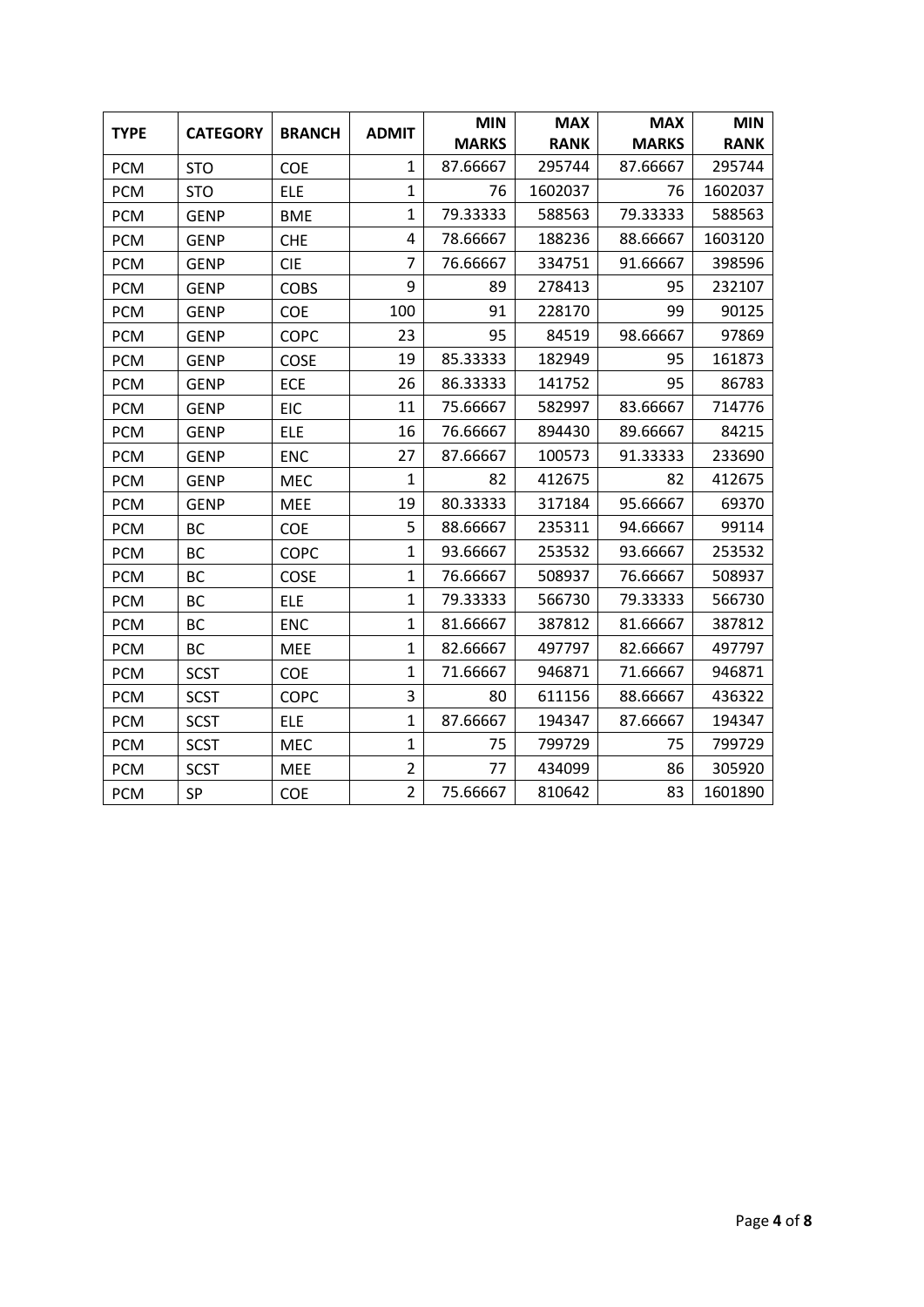| TYPE | CATEGORY | BRANCH | ADMIT | MIN MARKS | MAX RANK | MAX MARKS | MIN RANK |
|---|---|---|---|---|---|---|---|
| PCM | STO | COE | 1 | 87.66667 | 295744 | 87.66667 | 295744 |
| PCM | STO | ELE | 1 | 76 | 1602037 | 76 | 1602037 |
| PCM | GENP | BME | 1 | 79.33333 | 588563 | 79.33333 | 588563 |
| PCM | GENP | CHE | 4 | 78.66667 | 188236 | 88.66667 | 1603120 |
| PCM | GENP | CIE | 7 | 76.66667 | 334751 | 91.66667 | 398596 |
| PCM | GENP | COBS | 9 | 89 | 278413 | 95 | 232107 |
| PCM | GENP | COE | 100 | 91 | 228170 | 99 | 90125 |
| PCM | GENP | COPC | 23 | 95 | 84519 | 98.66667 | 97869 |
| PCM | GENP | COSE | 19 | 85.33333 | 182949 | 95 | 161873 |
| PCM | GENP | ECE | 26 | 86.33333 | 141752 | 95 | 86783 |
| PCM | GENP | EIC | 11 | 75.66667 | 582997 | 83.66667 | 714776 |
| PCM | GENP | ELE | 16 | 76.66667 | 894430 | 89.66667 | 84215 |
| PCM | GENP | ENC | 27 | 87.66667 | 100573 | 91.33333 | 233690 |
| PCM | GENP | MEC | 1 | 82 | 412675 | 82 | 412675 |
| PCM | GENP | MEE | 19 | 80.33333 | 317184 | 95.66667 | 69370 |
| PCM | BC | COE | 5 | 88.66667 | 235311 | 94.66667 | 99114 |
| PCM | BC | COPC | 1 | 93.66667 | 253532 | 93.66667 | 253532 |
| PCM | BC | COSE | 1 | 76.66667 | 508937 | 76.66667 | 508937 |
| PCM | BC | ELE | 1 | 79.33333 | 566730 | 79.33333 | 566730 |
| PCM | BC | ENC | 1 | 81.66667 | 387812 | 81.66667 | 387812 |
| PCM | BC | MEE | 1 | 82.66667 | 497797 | 82.66667 | 497797 |
| PCM | SCST | COE | 1 | 71.66667 | 946871 | 71.66667 | 946871 |
| PCM | SCST | COPC | 3 | 80 | 611156 | 88.66667 | 436322 |
| PCM | SCST | ELE | 1 | 87.66667 | 194347 | 87.66667 | 194347 |
| PCM | SCST | MEC | 1 | 75 | 799729 | 75 | 799729 |
| PCM | SCST | MEE | 2 | 77 | 434099 | 86 | 305920 |
| PCM | SP | COE | 2 | 75.66667 | 810642 | 83 | 1601890 |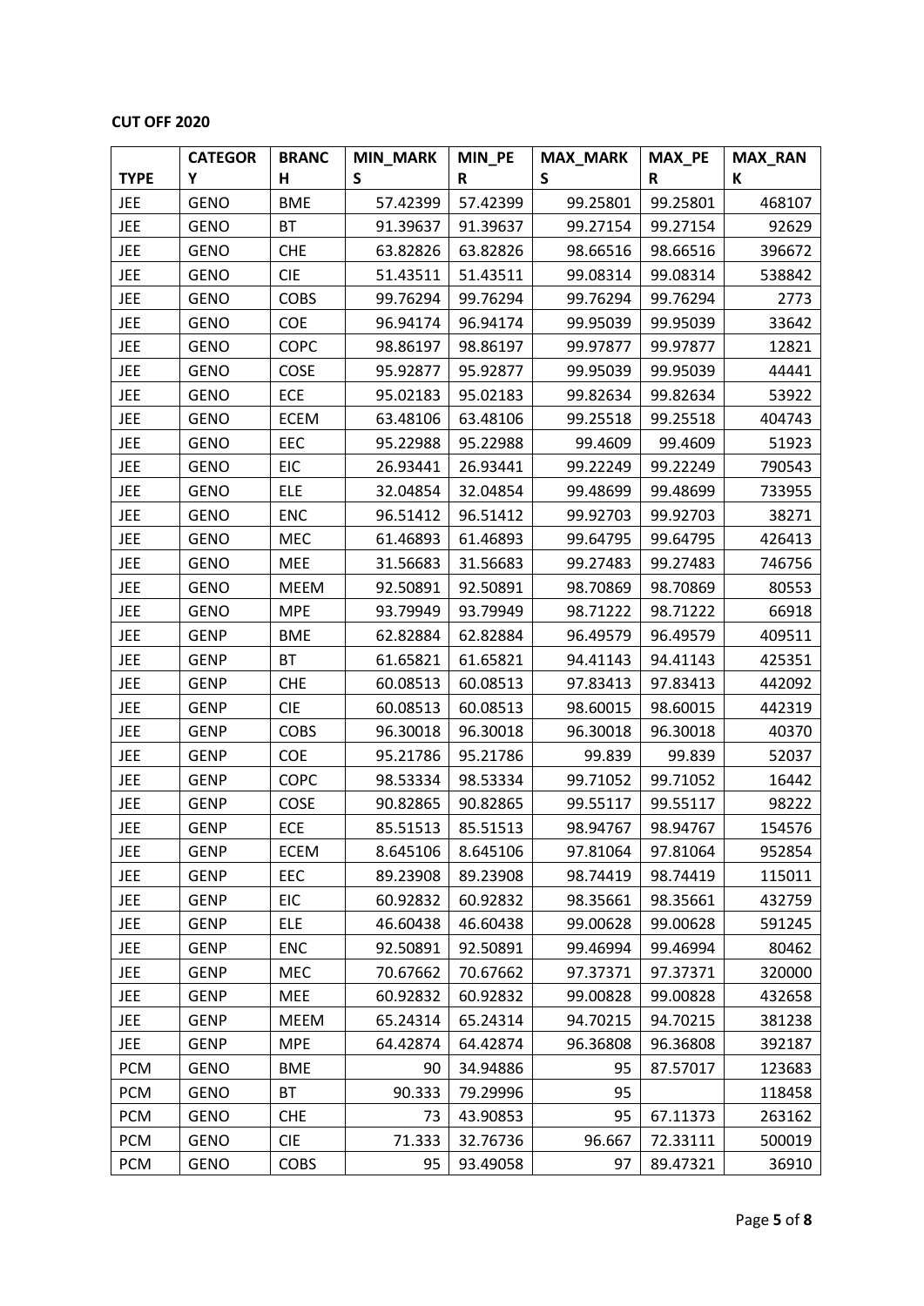**CUT OFF 2020**

| TYPE | CATEGORY | BRANCH | MIN_MARKS | MIN_PER | MAX_MARKS | MAX_PER | MAX_RANK |
|---|---|---|---|---|---|---|---|
| JEE | GENO | BME | 57.42399 | 57.42399 | 99.25801 | 99.25801 | 468107 |
| JEE | GENO | BT | 91.39637 | 91.39637 | 99.27154 | 99.27154 | 92629 |
| JEE | GENO | CHE | 63.82826 | 63.82826 | 98.66516 | 98.66516 | 396672 |
| JEE | GENO | CIE | 51.43511 | 51.43511 | 99.08314 | 99.08314 | 538842 |
| JEE | GENO | COBS | 99.76294 | 99.76294 | 99.76294 | 99.76294 | 2773 |
| JEE | GENO | COE | 96.94174 | 96.94174 | 99.95039 | 99.95039 | 33642 |
| JEE | GENO | COPC | 98.86197 | 98.86197 | 99.97877 | 99.97877 | 12821 |
| JEE | GENO | COSE | 95.92877 | 95.92877 | 99.95039 | 99.95039 | 44441 |
| JEE | GENO | ECE | 95.02183 | 95.02183 | 99.82634 | 99.82634 | 53922 |
| JEE | GENO | ECEM | 63.48106 | 63.48106 | 99.25518 | 99.25518 | 404743 |
| JEE | GENO | EEC | 95.22988 | 95.22988 | 99.4609 | 99.4609 | 51923 |
| JEE | GENO | EIC | 26.93441 | 26.93441 | 99.22249 | 99.22249 | 790543 |
| JEE | GENO | ELE | 32.04854 | 32.04854 | 99.48699 | 99.48699 | 733955 |
| JEE | GENO | ENC | 96.51412 | 96.51412 | 99.92703 | 99.92703 | 38271 |
| JEE | GENO | MEC | 61.46893 | 61.46893 | 99.64795 | 99.64795 | 426413 |
| JEE | GENO | MEE | 31.56683 | 31.56683 | 99.27483 | 99.27483 | 746756 |
| JEE | GENO | MEEM | 92.50891 | 92.50891 | 98.70869 | 98.70869 | 80553 |
| JEE | GENO | MPE | 93.79949 | 93.79949 | 98.71222 | 98.71222 | 66918 |
| JEE | GENP | BME | 62.82884 | 62.82884 | 96.49579 | 96.49579 | 409511 |
| JEE | GENP | BT | 61.65821 | 61.65821 | 94.41143 | 94.41143 | 425351 |
| JEE | GENP | CHE | 60.08513 | 60.08513 | 97.83413 | 97.83413 | 442092 |
| JEE | GENP | CIE | 60.08513 | 60.08513 | 98.60015 | 98.60015 | 442319 |
| JEE | GENP | COBS | 96.30018 | 96.30018 | 96.30018 | 96.30018 | 40370 |
| JEE | GENP | COE | 95.21786 | 95.21786 | 99.839 | 99.839 | 52037 |
| JEE | GENP | COPC | 98.53334 | 98.53334 | 99.71052 | 99.71052 | 16442 |
| JEE | GENP | COSE | 90.82865 | 90.82865 | 99.55117 | 99.55117 | 98222 |
| JEE | GENP | ECE | 85.51513 | 85.51513 | 98.94767 | 98.94767 | 154576 |
| JEE | GENP | ECEM | 8.645106 | 8.645106 | 97.81064 | 97.81064 | 952854 |
| JEE | GENP | EEC | 89.23908 | 89.23908 | 98.74419 | 98.74419 | 115011 |
| JEE | GENP | EIC | 60.92832 | 60.92832 | 98.35661 | 98.35661 | 432759 |
| JEE | GENP | ELE | 46.60438 | 46.60438 | 99.00628 | 99.00628 | 591245 |
| JEE | GENP | ENC | 92.50891 | 92.50891 | 99.46994 | 99.46994 | 80462 |
| JEE | GENP | MEC | 70.67662 | 70.67662 | 97.37371 | 97.37371 | 320000 |
| JEE | GENP | MEE | 60.92832 | 60.92832 | 99.00828 | 99.00828 | 432658 |
| JEE | GENP | MEEM | 65.24314 | 65.24314 | 94.70215 | 94.70215 | 381238 |
| JEE | GENP | MPE | 64.42874 | 64.42874 | 96.36808 | 96.36808 | 392187 |
| PCM | GENO | BME | 90 | 34.94886 | 95 | 87.57017 | 123683 |
| PCM | GENO | BT | 90.333 | 79.29996 | 95 | | 118458 |
| PCM | GENO | CHE | 73 | 43.90853 | 95 | 67.11373 | 263162 |
| PCM | GENO | CIE | 71.333 | 32.76736 | 96.667 | 72.33111 | 500019 |
| PCM | GENO | COBS | 95 | 93.49058 | 97 | 89.47321 | 36910 |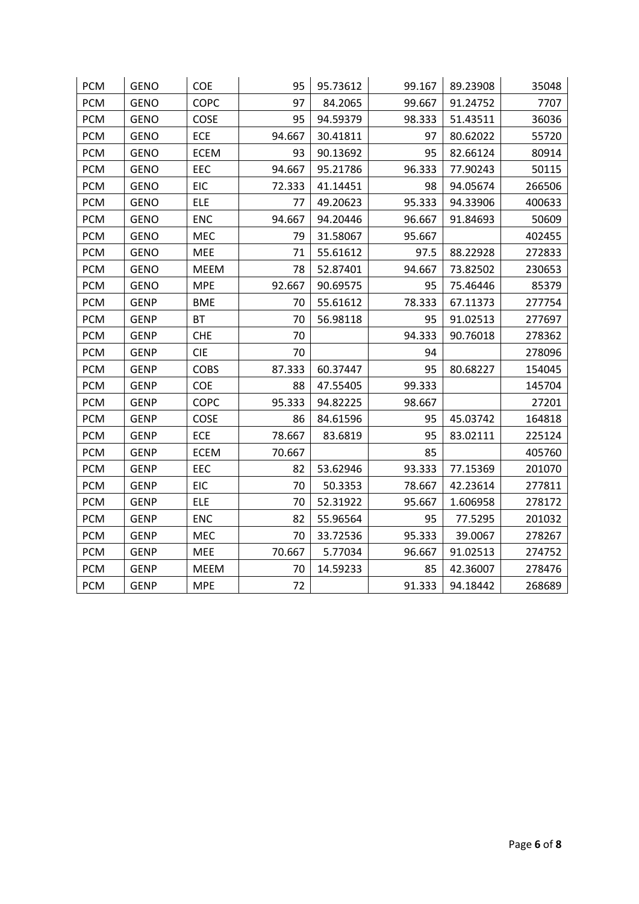| | | | | | | | |
|---|---|---|---|---|---|---|---|
| PCM | GENO | COE | 95 | 95.73612 | 99.167 | 89.23908 | 35048 |
| PCM | GENO | COPC | 97 | 84.2065 | 99.667 | 91.24752 | 7707 |
| PCM | GENO | COSE | 95 | 94.59379 | 98.333 | 51.43511 | 36036 |
| PCM | GENO | ECE | 94.667 | 30.41811 | 97 | 80.62022 | 55720 |
| PCM | GENO | ECEM | 93 | 90.13692 | 95 | 82.66124 | 80914 |
| PCM | GENO | EEC | 94.667 | 95.21786 | 96.333 | 77.90243 | 50115 |
| PCM | GENO | EIC | 72.333 | 41.14451 | 98 | 94.05674 | 266506 |
| PCM | GENO | ELE | 77 | 49.20623 | 95.333 | 94.33906 | 400633 |
| PCM | GENO | ENC | 94.667 | 94.20446 | 96.667 | 91.84693 | 50609 |
| PCM | GENO | MEC | 79 | 31.58067 | 95.667 | | 402455 |
| PCM | GENO | MEE | 71 | 55.61612 | 97.5 | 88.22928 | 272833 |
| PCM | GENO | MEEM | 78 | 52.87401 | 94.667 | 73.82502 | 230653 |
| PCM | GENO | MPE | 92.667 | 90.69575 | 95 | 75.46446 | 85379 |
| PCM | GENP | BME | 70 | 55.61612 | 78.333 | 67.11373 | 277754 |
| PCM | GENP | BT | 70 | 56.98118 | 95 | 91.02513 | 277697 |
| PCM | GENP | CHE | 70 | | 94.333 | 90.76018 | 278362 |
| PCM | GENP | CIE | 70 | | 94 | | 278096 |
| PCM | GENP | COBS | 87.333 | 60.37447 | 95 | 80.68227 | 154045 |
| PCM | GENP | COE | 88 | 47.55405 | 99.333 | | 145704 |
| PCM | GENP | COPC | 95.333 | 94.82225 | 98.667 | | 27201 |
| PCM | GENP | COSE | 86 | 84.61596 | 95 | 45.03742 | 164818 |
| PCM | GENP | ECE | 78.667 | 83.6819 | 95 | 83.02111 | 225124 |
| PCM | GENP | ECEM | 70.667 | | 85 | | 405760 |
| PCM | GENP | EEC | 82 | 53.62946 | 93.333 | 77.15369 | 201070 |
| PCM | GENP | EIC | 70 | 50.3353 | 78.667 | 42.23614 | 277811 |
| PCM | GENP | ELE | 70 | 52.31922 | 95.667 | 1.606958 | 278172 |
| PCM | GENP | ENC | 82 | 55.96564 | 95 | 77.5295 | 201032 |
| PCM | GENP | MEC | 70 | 33.72536 | 95.333 | 39.0067 | 278267 |
| PCM | GENP | MEE | 70.667 | 5.77034 | 96.667 | 91.02513 | 274752 |
| PCM | GENP | MEEM | 70 | 14.59233 | 85 | 42.36007 | 278476 |
| PCM | GENP | MPE | 72 | | 91.333 | 94.18442 | 268689 |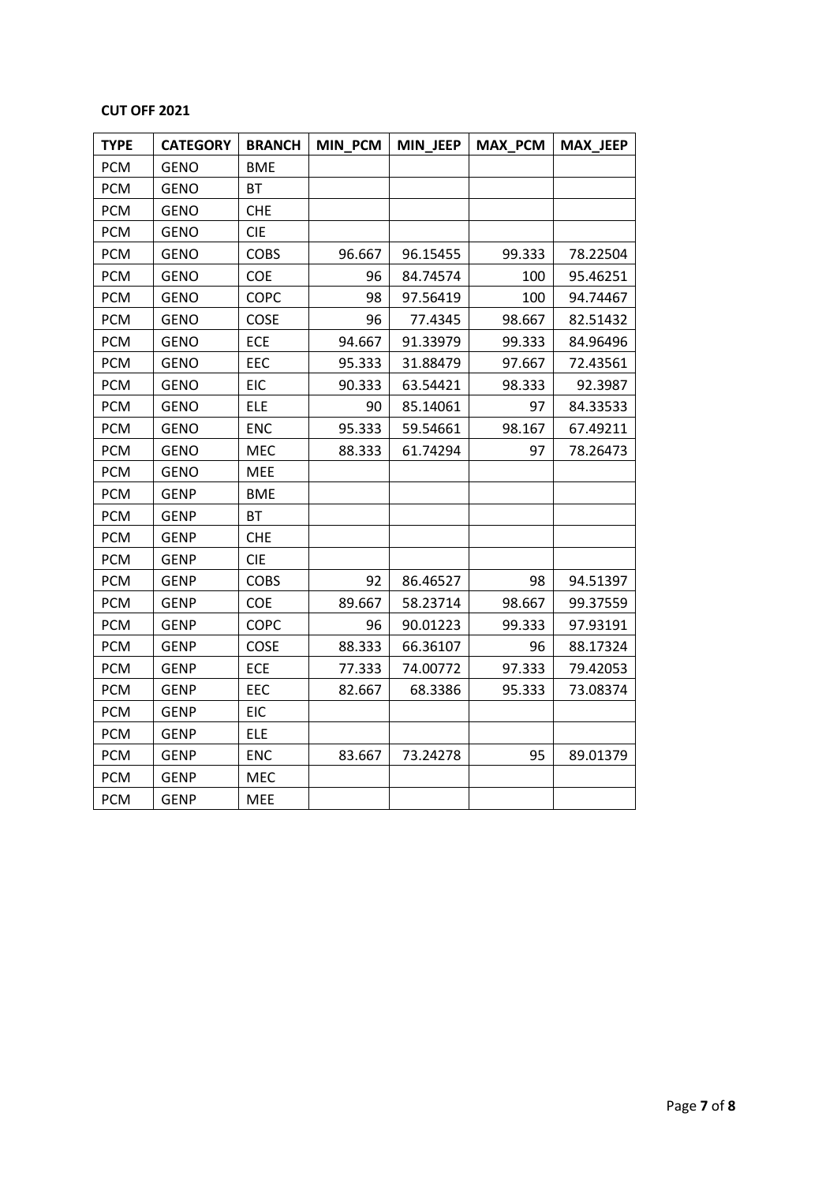**CUT OFF 2021**

| TYPE | CATEGORY | BRANCH | MIN_PCM | MIN_JEEP | MAX_PCM | MAX_JEEP |
|---|---|---|---|---|---|---|
| PCM | GENO | BME | | | | |
| PCM | GENO | BT | | | | |
| PCM | GENO | CHE | | | | |
| PCM | GENO | CIE | | | | |
| PCM | GENO | COBS | 96.667 | 96.15455 | 99.333 | 78.22504 |
| PCM | GENO | COE | 96 | 84.74574 | 100 | 95.46251 |
| PCM | GENO | COPC | 98 | 97.56419 | 100 | 94.74467 |
| PCM | GENO | COSE | 96 | 77.4345 | 98.667 | 82.51432 |
| PCM | GENO | ECE | 94.667 | 91.33979 | 99.333 | 84.96496 |
| PCM | GENO | EEC | 95.333 | 31.88479 | 97.667 | 72.43561 |
| PCM | GENO | EIC | 90.333 | 63.54421 | 98.333 | 92.3987 |
| PCM | GENO | ELE | 90 | 85.14061 | 97 | 84.33533 |
| PCM | GENO | ENC | 95.333 | 59.54661 | 98.167 | 67.49211 |
| PCM | GENO | MEC | 88.333 | 61.74294 | 97 | 78.26473 |
| PCM | GENO | MEE | | | | |
| PCM | GENP | BME | | | | |
| PCM | GENP | BT | | | | |
| PCM | GENP | CHE | | | | |
| PCM | GENP | CIE | | | | |
| PCM | GENP | COBS | 92 | 86.46527 | 98 | 94.51397 |
| PCM | GENP | COE | 89.667 | 58.23714 | 98.667 | 99.37559 |
| PCM | GENP | COPC | 96 | 90.01223 | 99.333 | 97.93191 |
| PCM | GENP | COSE | 88.333 | 66.36107 | 96 | 88.17324 |
| PCM | GENP | ECE | 77.333 | 74.00772 | 97.333 | 79.42053 |
| PCM | GENP | EEC | 82.667 | 68.3386 | 95.333 | 73.08374 |
| PCM | GENP | EIC | | | | |
| PCM | GENP | ELE | | | | |
| PCM | GENP | ENC | 83.667 | 73.24278 | 95 | 89.01379 |
| PCM | GENP | MEC | | | | |
| PCM | GENP | MEE | | | | |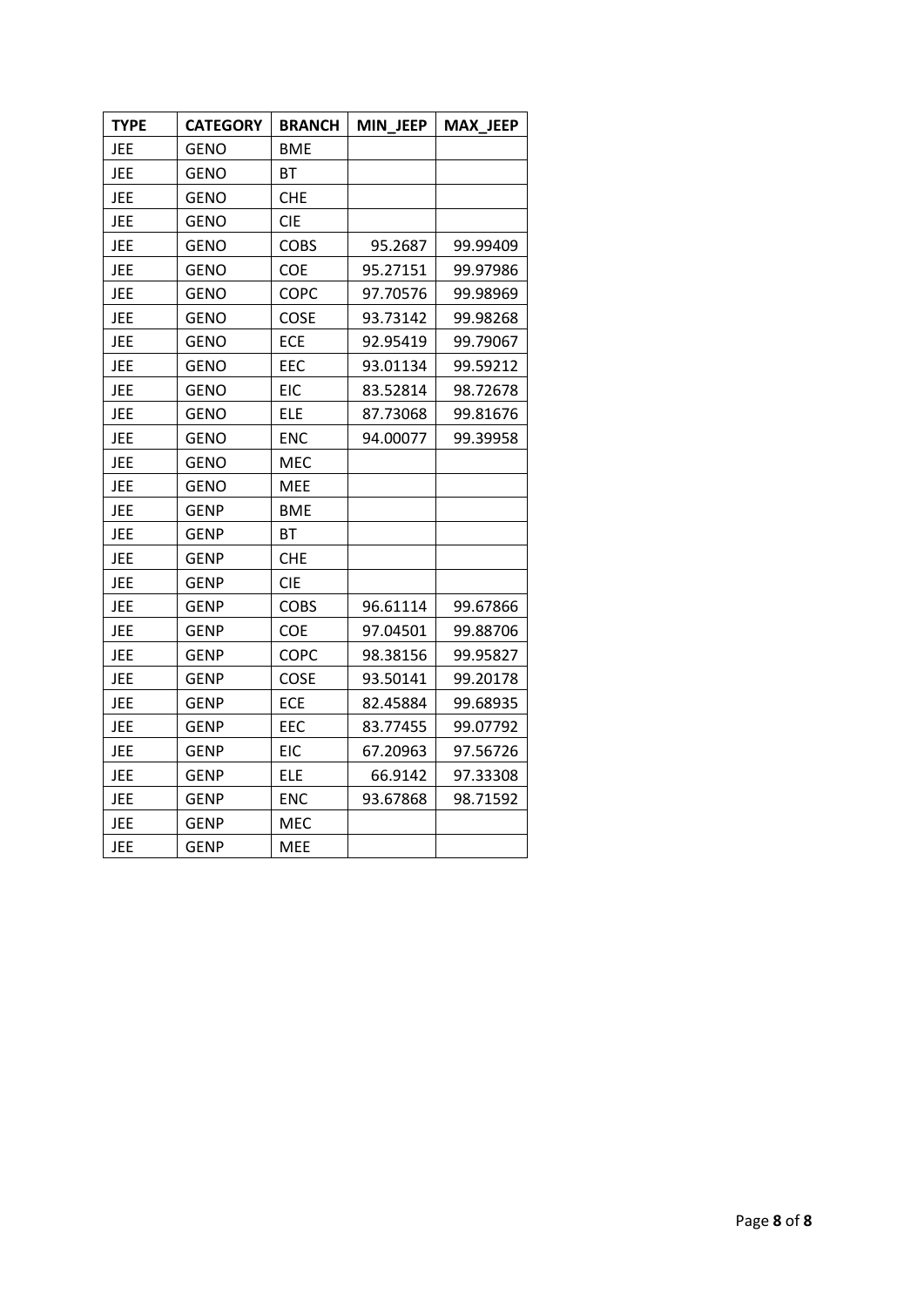| TYPE | CATEGORY | BRANCH | MIN_JEEP | MAX_JEEP |
|---|---|---|---|---|
| JEE | GENO | BME | | |
| JEE | GENO | BT | | |
| JEE | GENO | CHE | | |
| JEE | GENO | CIE | | |
| JEE | GENO | COBS | 95.2687 | 99.99409 |
| JEE | GENO | COE | 95.27151 | 99.97986 |
| JEE | GENO | COPC | 97.70576 | 99.98969 |
| JEE | GENO | COSE | 93.73142 | 99.98268 |
| JEE | GENO | ECE | 92.95419 | 99.79067 |
| JEE | GENO | EEC | 93.01134 | 99.59212 |
| JEE | GENO | EIC | 83.52814 | 98.72678 |
| JEE | GENO | ELE | 87.73068 | 99.81676 |
| JEE | GENO | ENC | 94.00077 | 99.39958 |
| JEE | GENO | MEC | | |
| JEE | GENO | MEE | | |
| JEE | GENP | BME | | |
| JEE | GENP | BT | | |
| JEE | GENP | CHE | | |
| JEE | GENP | CIE | | |
| JEE | GENP | COBS | 96.61114 | 99.67866 |
| JEE | GENP | COE | 97.04501 | 99.88706 |
| JEE | GENP | COPC | 98.38156 | 99.95827 |
| JEE | GENP | COSE | 93.50141 | 99.20178 |
| JEE | GENP | ECE | 82.45884 | 99.68935 |
| JEE | GENP | EEC | 83.77455 | 99.07792 |
| JEE | GENP | EIC | 67.20963 | 97.56726 |
| JEE | GENP | ELE | 66.9142 | 97.33308 |
| JEE | GENP | ENC | 93.67868 | 98.71592 |
| JEE | GENP | MEC | | |
| JEE | GENP | MEE | | |